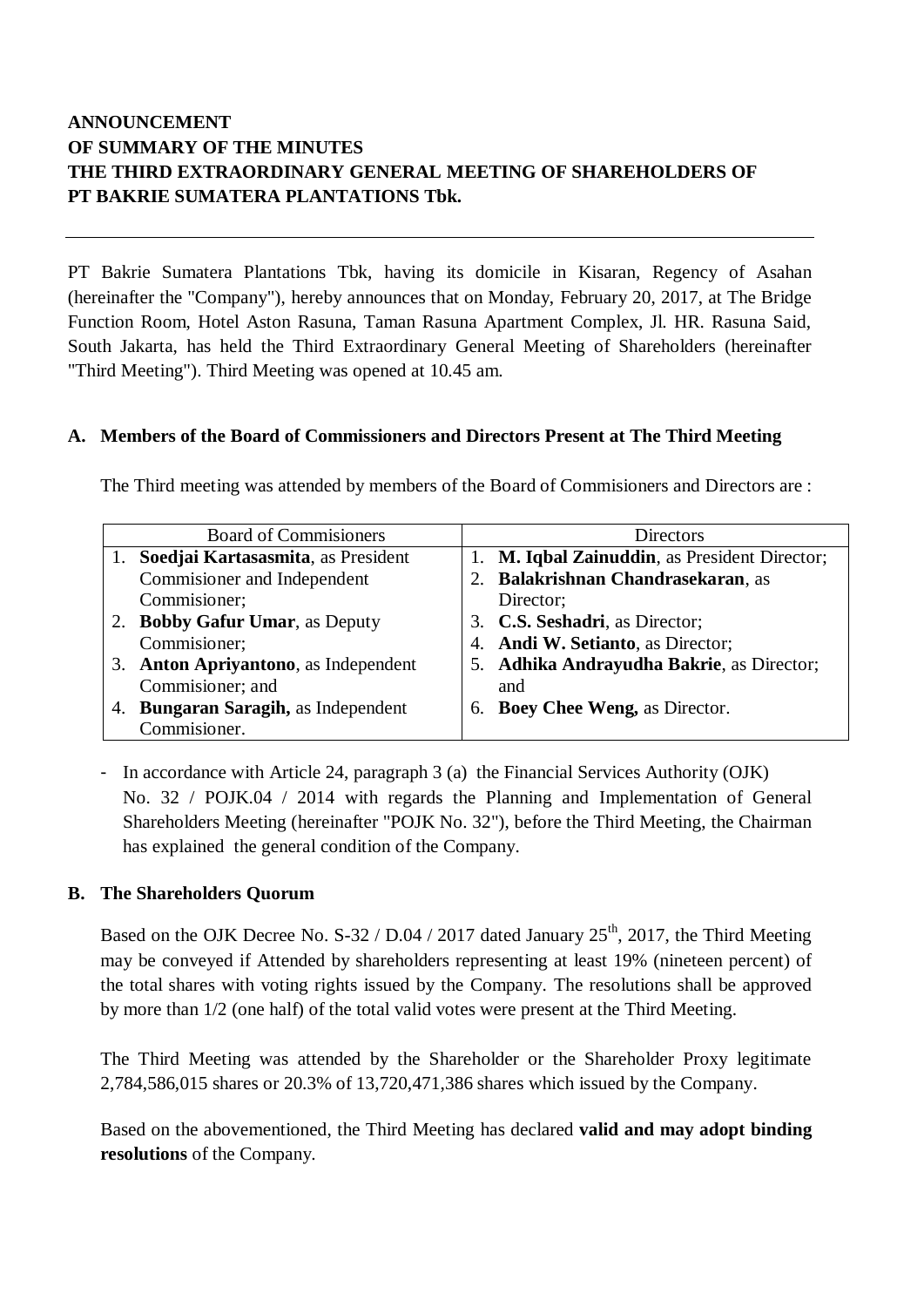**ANNOUNCEMENT**
**OF SUMMARY OF THE MINUTES**
**THE THIRD EXTRAORDINARY GENERAL MEETING OF SHAREHOLDERS OF**
**PT BAKRIE SUMATERA PLANTATIONS Tbk.**

---

PT Bakrie Sumatera Plantations Tbk, having its domicile in Kisaran, Regency of Asahan (hereinafter the "Company"), hereby announces that on Monday, February 20, 2017, at The Bridge Function Room, Hotel Aston Rasuna, Taman Rasuna Apartment Complex, Jl. HR. Rasuna Said, South Jakarta, has held the Third Extraordinary General Meeting of Shareholders (hereinafter "Third Meeting"). Third Meeting was opened at 10.45 am.

## A. Members of the Board of Commissioners and Directors Present at The Third Meeting

The Third meeting was attended by members of the Board of Commisioners and Directors are :

| Board of Commisioners | Directors |
|---|---|
| 1. **Soedjai Kartasasmita**, as President Commisioner and Independent Commisioner; | 1. **M. Iqbal Zainuddin**, as President Director; |
| 2. **Bobby Gafur Umar**, as Deputy Commisioner; | 2. **Balakrishnan Chandrasekaran**, as Director; |
| 3. **Anton Apriyantono**, as Independent Commisioner; and | 3. **C.S. Seshadri**, as Director; |
| 4. **Bungaran Saragih,** as Independent Commisioner. | 4. **Andi W. Setianto**, as Director; |
| | 5. **Adhika Andrayudha Bakrie**, as Director; and |
| | 6. **Boey Chee Weng,** as Director. |

- In accordance with Article 24, paragraph 3 (a) the Financial Services Authority (OJK) No. 32 / POJK.04 / 2014 with regards the Planning and Implementation of General Shareholders Meeting (hereinafter "POJK No. 32"), before the Third Meeting, the Chairman has explained the general condition of the Company.

## B. The Shareholders Quorum

Based on the OJK Decree No. S-32 / D.04 / 2017 dated January 25th, 2017, the Third Meeting may be conveyed if Attended by shareholders representing at least 19% (nineteen percent) of the total shares with voting rights issued by the Company. The resolutions shall be approved by more than 1/2 (one half) of the total valid votes were present at the Third Meeting.

The Third Meeting was attended by the Shareholder or the Shareholder Proxy legitimate 2,784,586,015 shares or 20.3% of 13,720,471,386 shares which issued by the Company.

Based on the abovementioned, the Third Meeting has declared **valid and may adopt binding resolutions** of the Company.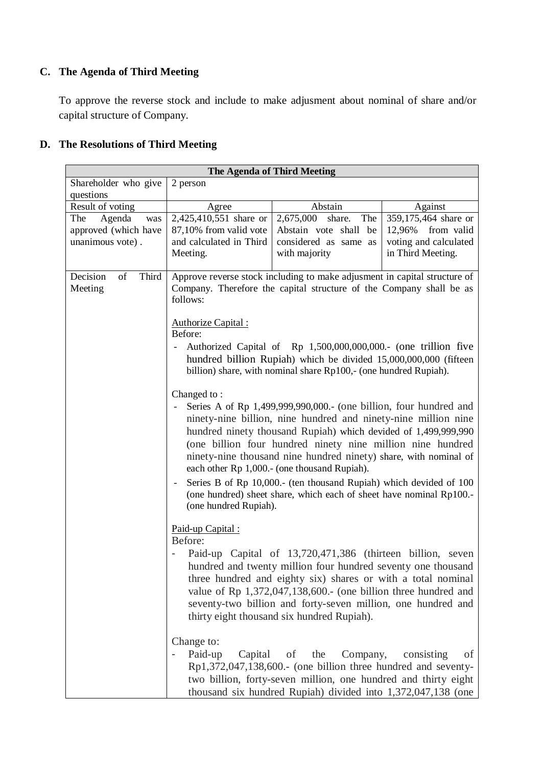## C. The Agenda of Third Meeting

To approve the reverse stock and include to make adjusment about nominal of share and/or capital structure of Company.

## D. The Resolutions of Third Meeting

| The Agenda of Third Meeting | | | |
|---|---|---|---|
| Shareholder who give questions | 2 person | | |
| Result of voting | Agree | Abstain | Against |
| The Agenda was approved (which have unanimous vote) . | 2,425,410,551 share or 87,10% from valid vote and calculated in Third Meeting. | 2,675,000 share. The Abstain vote shall be considered as same as with majority | 359,175,464 share or 12,96% from valid voting and calculated in Third Meeting. |
| Decision of Third Meeting | Approve reverse stock including to make adjusment in capital structure of Company. Therefore the capital structure of the Company shall be as follows:<br><br>Authorize Capital :<br>Before:<br>- Authorized Capital of Rp 1,500,000,000,000.- (one trillion five hundred billion Rupiah) which be divided 15,000,000,000 (fifteen billion) share, with nominal share Rp100,- (one hundred Rupiah).<br><br>Changed to :<br>- Series A of Rp 1,499,999,990,000.- (one billion, four hundred and ninety-nine billion, nine hundred and ninety-nine million nine hundred ninety thousand Rupiah) which devided of 1,499,999,990 (one billion four hundred ninety nine million nine hundred ninety-nine thousand nine hundred ninety) share, with nominal of each other Rp 1,000.- (one thousand Rupiah).<br>- Series B of Rp 10,000.- (ten thousand Rupiah) which devided of 100 (one hundred) sheet share, which each of sheet have nominal Rp100.- (one hundred Rupiah).<br><br>Paid-up Capital :<br>Before:<br>- Paid-up Capital of 13,720,471,386 (thirteen billion, seven hundred and twenty million four hundred seventy one thousand three hundred and eighty six) shares or with a total nominal value of Rp 1,372,047,138,600.- (one billion three hundred and seventy-two billion and forty-seven million, one hundred and thirty eight thousand six hundred Rupiah).<br><br>Change to:<br>- Paid-up Capital of the Company, consisting of Rp1,372,047,138,600.- (one billion three hundred and seventy-two billion, forty-seven million, one hundred and thirty eight thousand six hundred Rupiah) divided into 1,372,047,138 (one | | |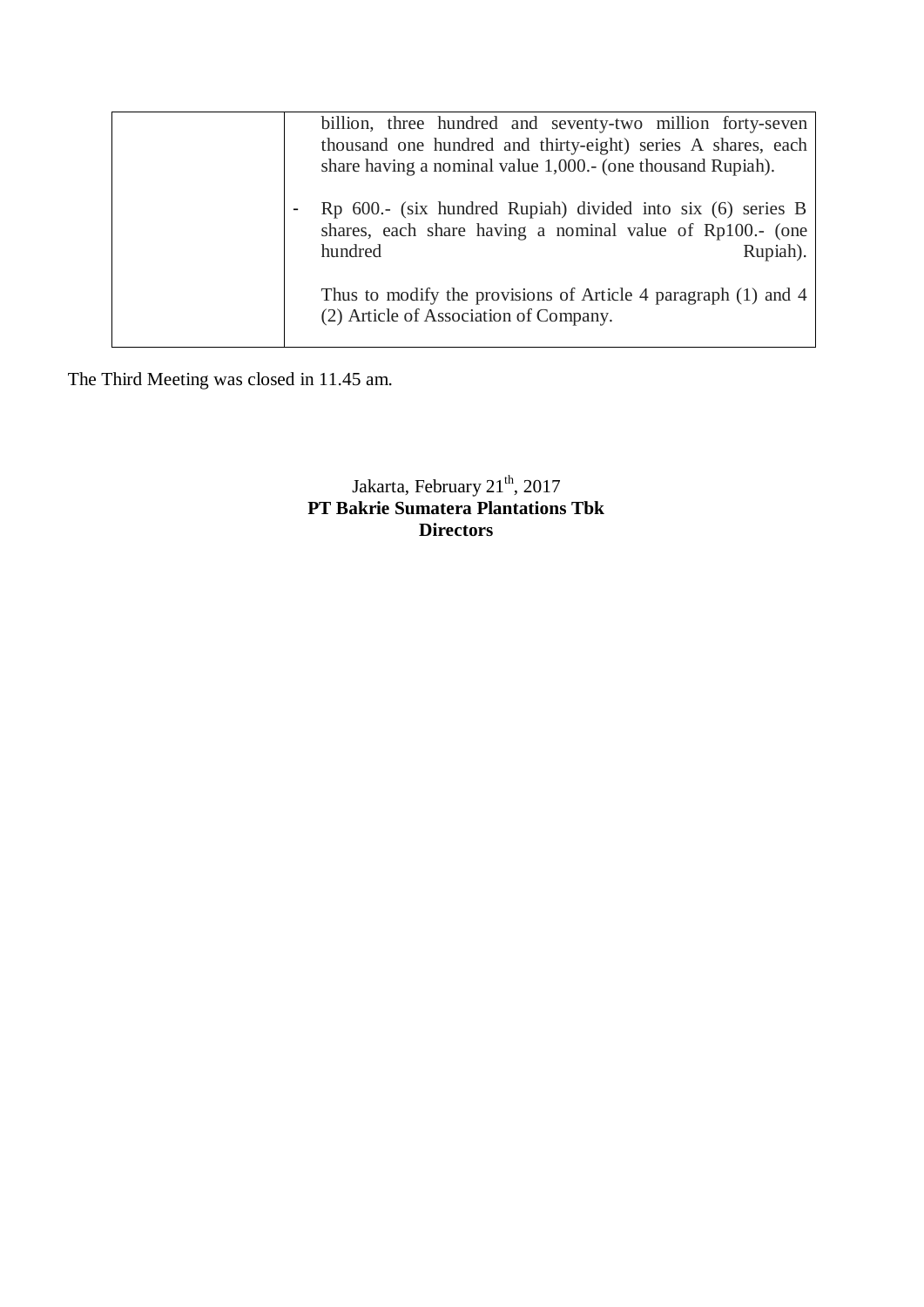| | |
|---|---|
| | billion, three hundred and seventy-two million forty-seven thousand one hundred and thirty-eight) series A shares, each share having a nominal value 1,000.- (one thousand Rupiah).<br><br>- Rp 600.- (six hundred Rupiah) divided into six (6) series B shares, each share having a nominal value of Rp100.- (one hundred Rupiah).<br><br>Thus to modify the provisions of Article 4 paragraph (1) and 4 (2) Article of Association of Company. |

The Third Meeting was closed in 11.45 am.

Jakarta, February 21$^{th}$, 2017

**PT Bakrie Sumatera Plantations Tbk**

**Directors**